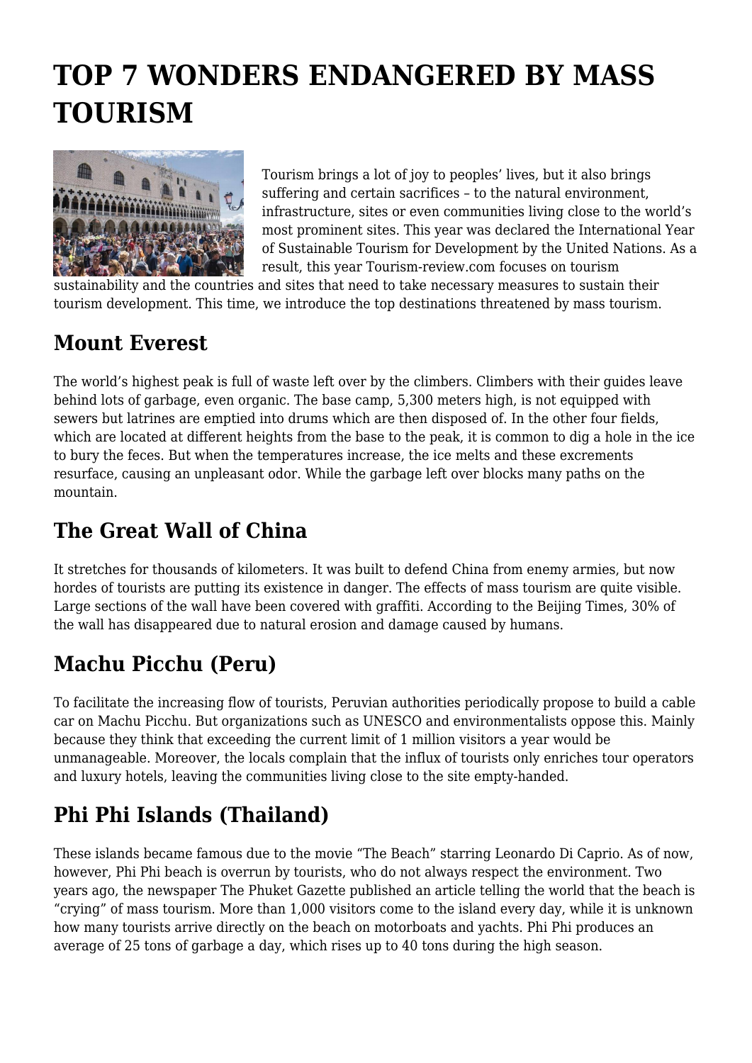# TOP 7 WONDERS ENDANGERED BY MASS TOURISM

Tourism brings a lot of joy to peoples' lives, but it also brings suffering and certain sacrifices – to the natural environment, infrastructure, sites or even communities living close to the world's most prominent sites. This year was declared the International Year of Sustainable Tourism for Development by the United Nations. As a result, this year Tourism-review.com focuses on tourism sustainability and the countries and sites that need to take necessary measures to sustain their tourism development. This time, we introduce the top destinations threatened by mass tourism.

## Mount Everest

The world's highest peak is full of waste left over by the climbers. Climbers with their guides leave behind lots of garbage, even organic. The base camp, 5,300 meters high, is not equipped with sewers but latrines are emptied into drums which are then disposed of. In the other four fields, which are located at different heights from the base to the peak, it is common to dig a hole in the ice to bury the feces. But when the temperatures increase, the ice melts and these excrements resurface, causing an unpleasant odor. While the garbage left over blocks many paths on the mountain.

## The Great Wall of China

It stretches for thousands of kilometers. It was built to defend China from enemy armies, but now hordes of tourists are putting its existence in danger. The effects of mass tourism are quite visible. Large sections of the wall have been covered with graffiti. According to the Beijing Times, 30% of the wall has disappeared due to natural erosion and damage caused by humans.

## Machu Picchu (Peru)

To facilitate the increasing flow of tourists, Peruvian authorities periodically propose to build a cable car on Machu Picchu. But organizations such as UNESCO and environmentalists oppose this. Mainly because they think that exceeding the current limit of 1 million visitors a year would be unmanageable. Moreover, the locals complain that the influx of tourists only enriches tour operators and luxury hotels, leaving the communities living close to the site empty-handed.

## Phi Phi Islands (Thailand)

These islands became famous due to the movie "The Beach" starring Leonardo Di Caprio. As of now, however, Phi Phi beach is overrun by tourists, who do not always respect the environment. Two years ago, the newspaper The Phuket Gazette published an article telling the world that the beach is "crying" of mass tourism. More than 1,000 visitors come to the island every day, while it is unknown how many tourists arrive directly on the beach on motorboats and yachts. Phi Phi produces an average of 25 tons of garbage a day, which rises up to 40 tons during the high season.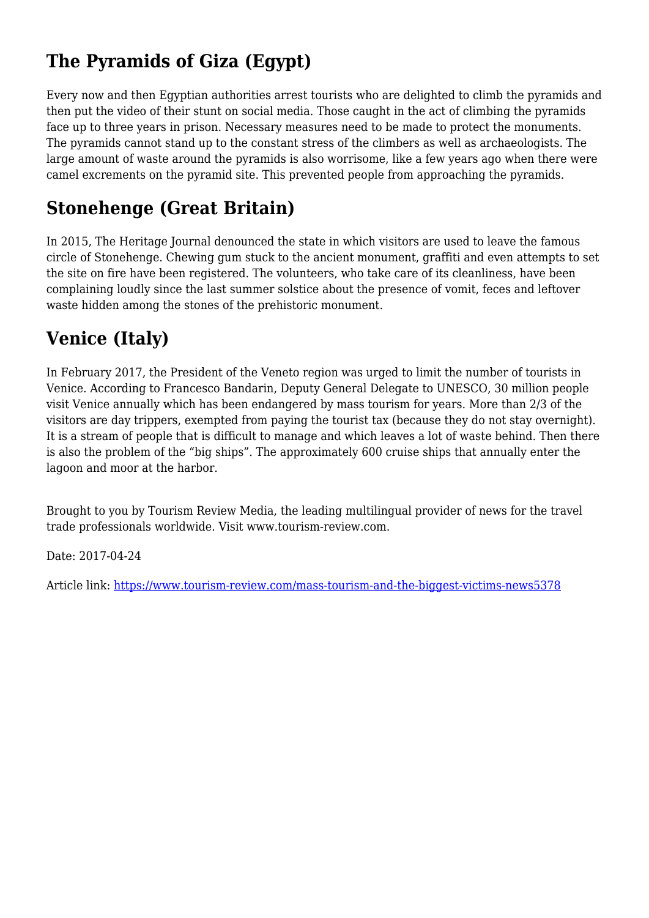## The Pyramids of Giza (Egypt)

Every now and then Egyptian authorities arrest tourists who are delighted to climb the pyramids and then put the video of their stunt on social media. Those caught in the act of climbing the pyramids face up to three years in prison. Necessary measures need to be made to protect the monuments. The pyramids cannot stand up to the constant stress of the climbers as well as archaeologists. The large amount of waste around the pyramids is also worrisome, like a few years ago when there were camel excrements on the pyramid site. This prevented people from approaching the pyramids.

## Stonehenge (Great Britain)

In 2015, The Heritage Journal denounced the state in which visitors are used to leave the famous circle of Stonehenge. Chewing gum stuck to the ancient monument, graffiti and even attempts to set the site on fire have been registered. The volunteers, who take care of its cleanliness, have been complaining loudly since the last summer solstice about the presence of vomit, feces and leftover waste hidden among the stones of the prehistoric monument.

## Venice (Italy)

In February 2017, the President of the Veneto region was urged to limit the number of tourists in Venice. According to Francesco Bandarin, Deputy General Delegate to UNESCO, 30 million people visit Venice annually which has been endangered by mass tourism for years. More than 2/3 of the visitors are day trippers, exempted from paying the tourist tax (because they do not stay overnight). It is a stream of people that is difficult to manage and which leaves a lot of waste behind. Then there is also the problem of the "big ships". The approximately 600 cruise ships that annually enter the lagoon and moor at the harbor.

Brought to you by Tourism Review Media, the leading multilingual provider of news for the travel trade professionals worldwide. Visit www.tourism-review.com.

Date: 2017-04-24

Article link: [https://www.tourism-review.com/mass-tourism-and-the-biggest-victims-news5378](https://www.tourism-review.com/mass-tourism-and-the-biggest-victims-news5378)